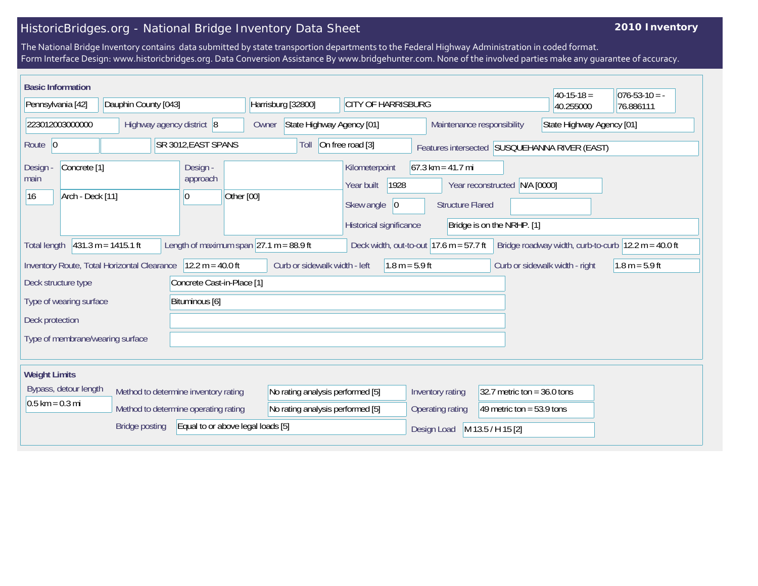# HistoricBridges.org - National Bridge Inventory Data Sheet

**2010 Inventory**

The National Bridge Inventory contains data submitted by state transportion departments to the Federal Highway Administration in coded format.
Form Interface Design: www.historicbridges.org. Data Conversion Assistance By www.bridgehunter.com. None of the involved parties make any guarantee of accuracy.

## Basic Information

Pennsylvania [42] | Dauphin County [043] | Harrisburg [32800] | CITY OF HARRISBURG | 40-15-18 = 40.255000 | 076-53-10 = -76.886111

223012003000000 | Highway agency district: 8 | Owner: State Highway Agency [01] | Maintenance responsibility: State Highway Agency [01]

Route: 0 | SR 3012,EAST SPANS | Toll: On free road [3] | Features intersected: SUSQUEHANNA RIVER (EAST)

Design - main: Concrete [1]; 16; Arch - Deck [11]

Design - approach: 0; Other [00]

Kilometerpoint: 67.3 km = 41.7 mi

Year built: 1928

Year reconstructed: N/A [0000]

Skew angle: 0

Structure Flared:

Historical significance: Bridge is on the NRHP. [1]

Total length: 431.3 m = 1415.1 ft

Length of maximum span: 27.1 m = 88.9 ft

Deck width, out-to-out: 17.6 m = 57.7 ft

Bridge roadway width, curb-to-curb: 12.2 m = 40.0 ft

Inventory Route, Total Horizontal Clearance: 12.2 m = 40.0 ft

Curb or sidewalk width - left: 1.8 m = 5.9 ft

Curb or sidewalk width - right: 1.8 m = 5.9 ft

Deck structure type: Concrete Cast-in-Place [1]

Type of wearing surface: Bituminous [6]

Deck protection:

Type of membrane/wearing surface:

## Weight Limits

Bypass, detour length: 0.5 km = 0.3 mi

Method to determine inventory rating: No rating analysis performed [5]

Method to determine operating rating: No rating analysis performed [5]

Bridge posting: Equal to or above legal loads [5]

Inventory rating: 32.7 metric ton = 36.0 tons

Operating rating: 49 metric ton = 53.9 tons

Design Load: M 13.5 / H 15 [2]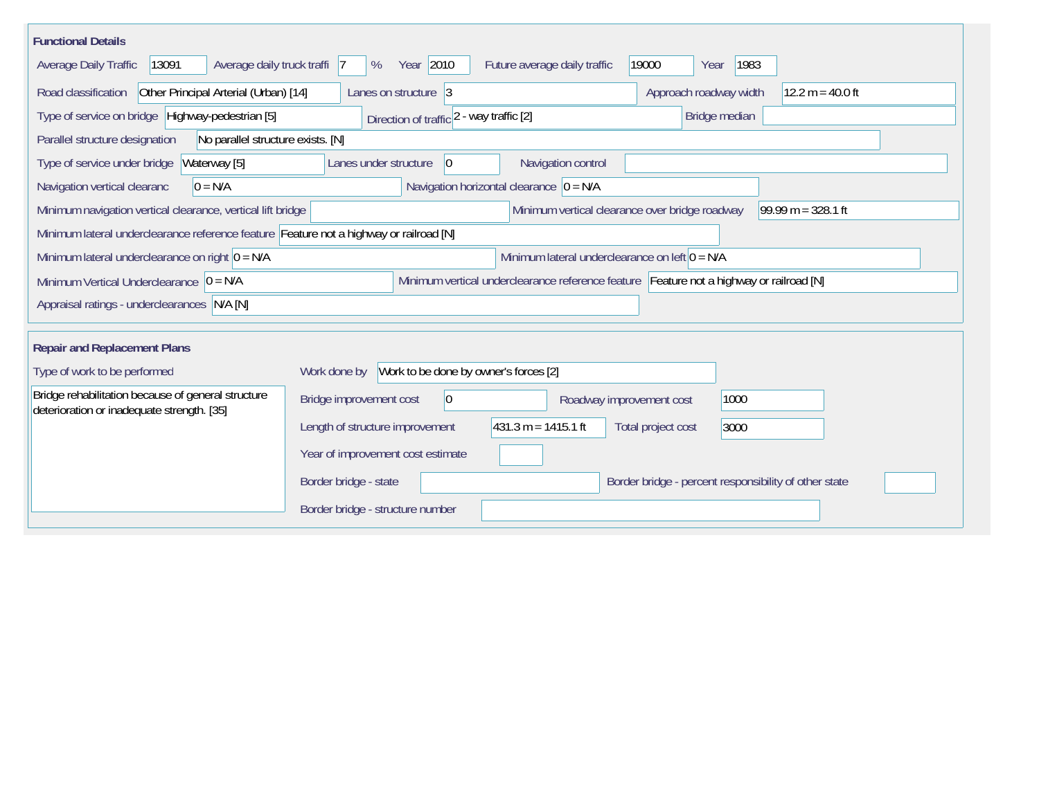## Functional Details

| | |
|---|---|
| Average Daily Traffic | 13091 |
| Average daily truck traffi | 7 % |
| Year | 2010 |
| Future average daily traffic | 19000 |
| Year | 1983 |
| Road classification | Other Principal Arterial (Urban) [14] |
| Lanes on structure | 3 |
| Approach roadway width | 12.2 m = 40.0 ft |
| Type of service on bridge | Highway-pedestrian [5] |
| Direction of traffic | 2 - way traffic [2] |
| Bridge median | |
| Parallel structure designation | No parallel structure exists. [N] |
| Type of service under bridge | Waterway [5] |
| Lanes under structure | 0 |
| Navigation control | |
| Navigation vertical clearanc | 0 = N/A |
| Navigation horizontal clearance | 0 = N/A |
| Minimum navigation vertical clearance, vertical lift bridge | |
| Minimum vertical clearance over bridge roadway | 99.99 m = 328.1 ft |
| Minimum lateral underclearance reference feature | Feature not a highway or railroad [N] |
| Minimum lateral underclearance on right | 0 = N/A |
| Minimum lateral underclearance on left | 0 = N/A |
| Minimum Vertical Underclearance | 0 = N/A |
| Minimum vertical underclearance reference feature | Feature not a highway or railroad [N] |
| Appraisal ratings - underclearances | N/A [N] |

## Repair and Replacement Plans

| | |
|---|---|
| Type of work to be performed | Bridge rehabilitation because of general structure deterioration or inadequate strength. [35] |
| Work done by | Work to be done by owner's forces [2] |
| Bridge improvement cost | 0 |
| Roadway improvement cost | 1000 |
| Length of structure improvement | 431.3 m = 1415.1 ft |
| Total project cost | 3000 |
| Year of improvement cost estimate | |
| Border bridge - state | |
| Border bridge - percent responsibility of other state | |
| Border bridge - structure number | |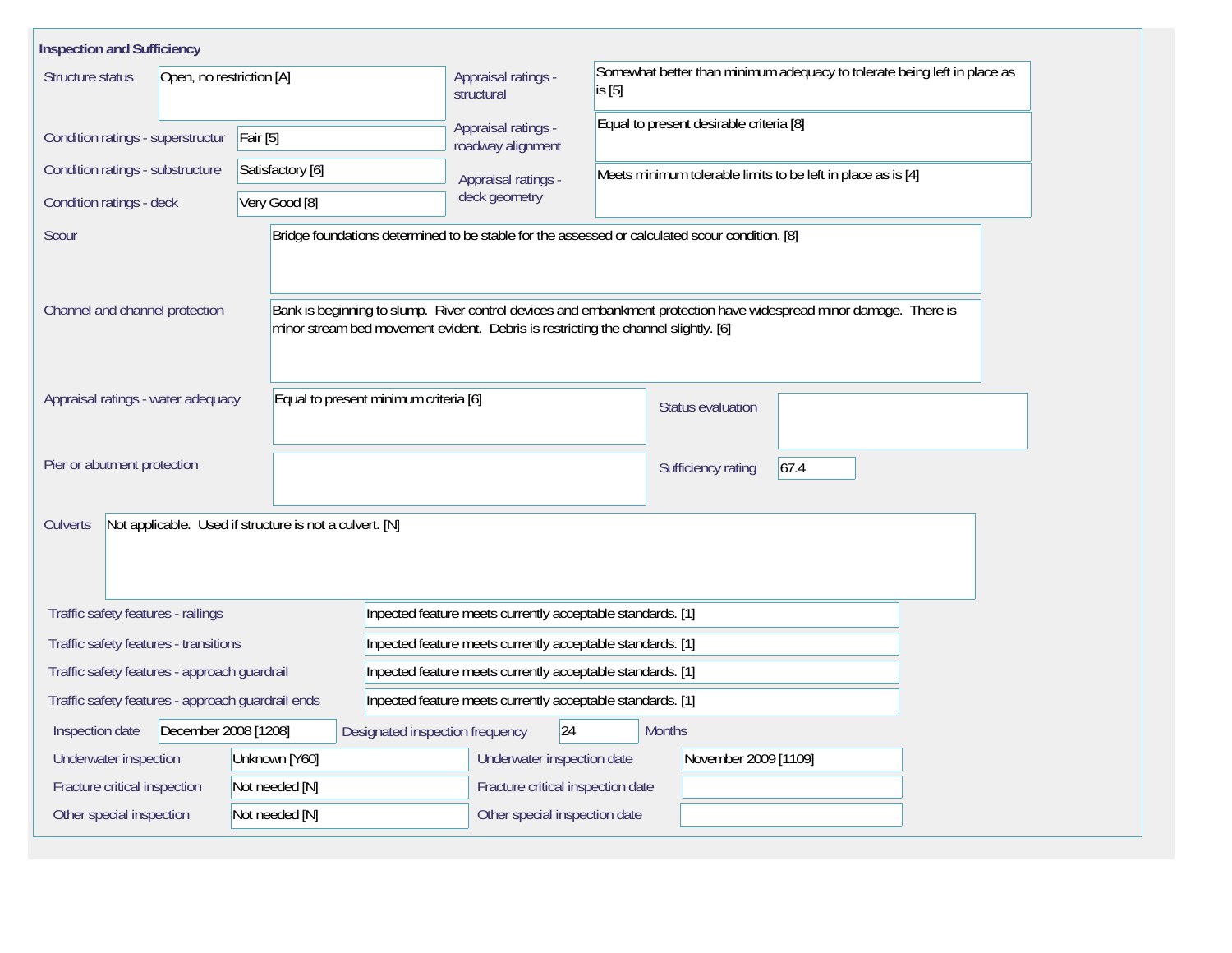## Inspection and Sufficiency

| | |
|---|---|
| Structure status | Open, no restriction [A] |
| Appraisal ratings - structural | Somewhat better than minimum adequacy to tolerate being left in place as is [5] |
| Condition ratings - superstructur | Fair [5] |
| Appraisal ratings - roadway alignment | Equal to present desirable criteria [8] |
| Condition ratings - substructure | Satisfactory [6] |
| Appraisal ratings - deck geometry | Meets minimum tolerable limits to be left in place as is [4] |
| Condition ratings - deck | Very Good [8] |
| Scour | Bridge foundations determined to be stable for the assessed or calculated scour condition. [8] |
| Channel and channel protection | Bank is beginning to slump. River control devices and embankment protection have widespread minor damage. There is minor stream bed movement evident. Debris is restricting the channel slightly. [6] |
| Appraisal ratings - water adequacy | Equal to present minimum criteria [6] |
| Status evaluation | |
| Pier or abutment protection | |
| Sufficiency rating | 67.4 |
| Culverts | Not applicable. Used if structure is not a culvert. [N] |
| Traffic safety features - railings | Inpected feature meets currently acceptable standards. [1] |
| Traffic safety features - transitions | Inpected feature meets currently acceptable standards. [1] |
| Traffic safety features - approach guardrail | Inpected feature meets currently acceptable standards. [1] |
| Traffic safety features - approach guardrail ends | Inpected feature meets currently acceptable standards. [1] |
| Inspection date | December 2008 [1208] |
| Designated inspection frequency | 24 Months |
| Underwater inspection | Unknown [Y60] |
| Underwater inspection date | November 2009 [1109] |
| Fracture critical inspection | Not needed [N] |
| Fracture critical inspection date | |
| Other special inspection | Not needed [N] |
| Other special inspection date | |